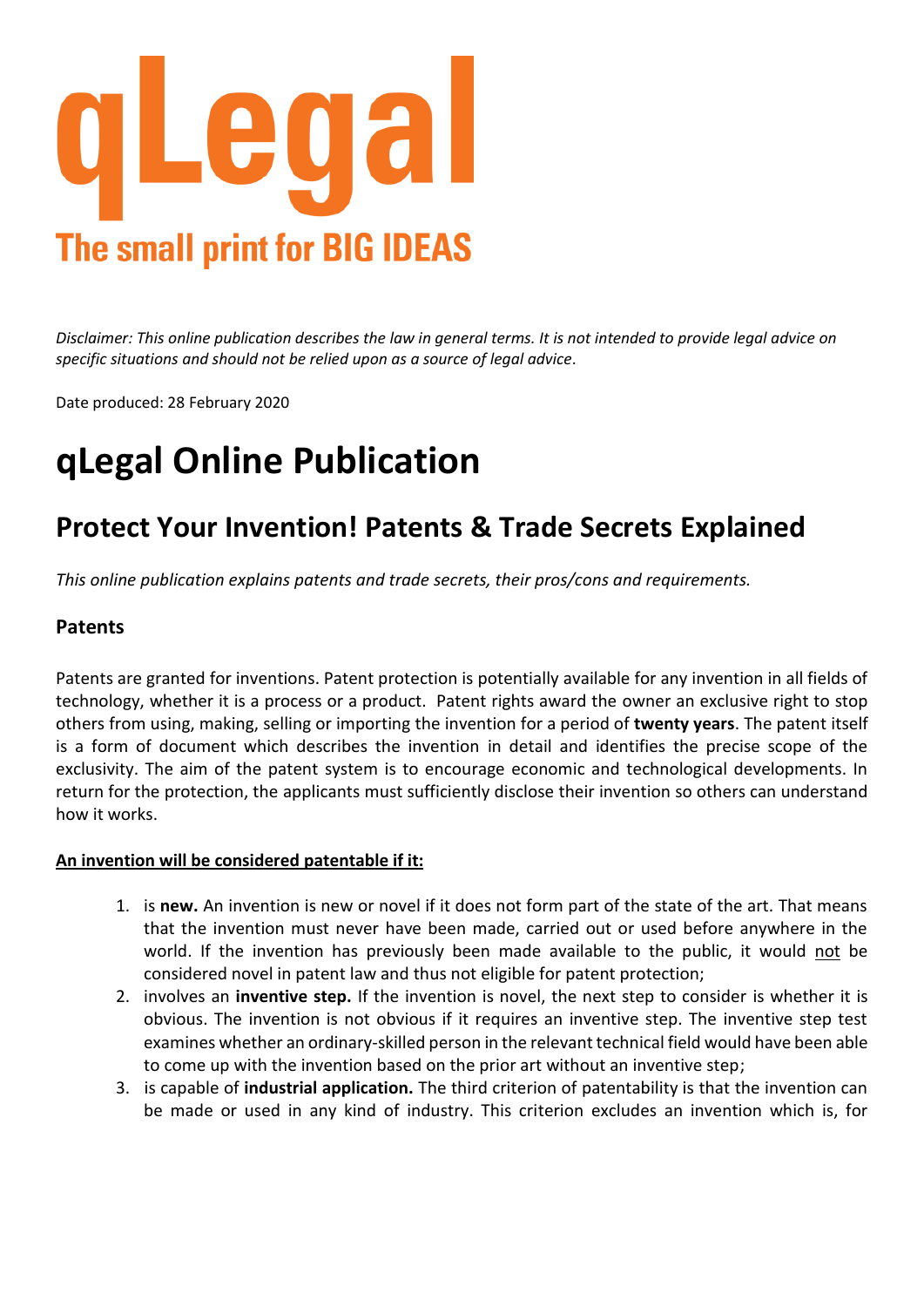# qLegal

**The small print for BIG IDEAS**

*Disclaimer: This online publication describes the law in general terms. It is not intended to provide legal advice on specific situations and should not be relied upon as a source of legal advice*.

Date produced: 28 February 2020

# qLegal Online Publication

## Protect Your Invention! Patents & Trade Secrets Explained

*This online publication explains patents and trade secrets, their pros/cons and requirements.*

### Patents

Patents are granted for inventions. Patent protection is potentially available for any invention in all fields of technology, whether it is a process or a product. Patent rights award the owner an exclusive right to stop others from using, making, selling or importing the invention for a period of **twenty years**. The patent itself is a form of document which describes the invention in detail and identifies the precise scope of the exclusivity. The aim of the patent system is to encourage economic and technological developments. In return for the protection, the applicants must sufficiently disclose their invention so others can understand how it works.

**An invention will be considered patentable if it:**

1. is **new.** An invention is new or novel if it does not form part of the state of the art. That means that the invention must never have been made, carried out or used before anywhere in the world. If the invention has previously been made available to the public, it would not be considered novel in patent law and thus not eligible for patent protection;
2. involves an **inventive step.** If the invention is novel, the next step to consider is whether it is obvious. The invention is not obvious if it requires an inventive step. The inventive step test examines whether an ordinary-skilled person in the relevant technical field would have been able to come up with the invention based on the prior art without an inventive step;
3. is capable of **industrial application.** The third criterion of patentability is that the invention can be made or used in any kind of industry. This criterion excludes an invention which is, for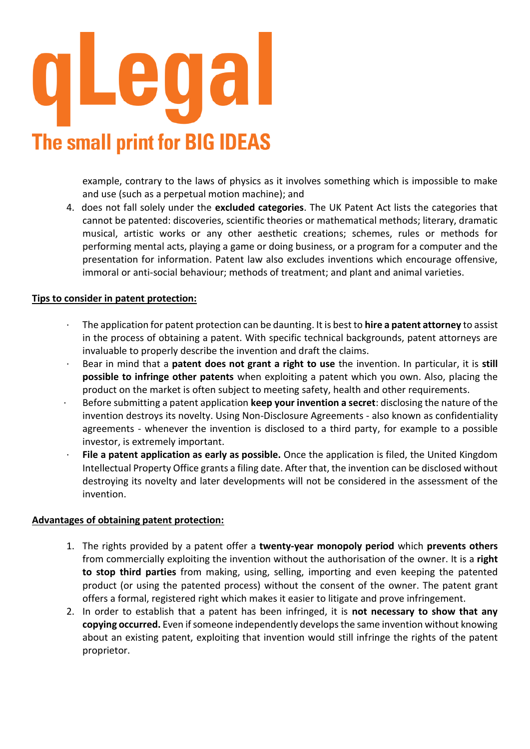example, contrary to the laws of physics as it involves something which is impossible to make and use (such as a perpetual motion machine); and

4. does not fall solely under the **excluded categories**. The UK Patent Act lists the categories that cannot be patented: discoveries, scientific theories or mathematical methods; literary, dramatic musical, artistic works or any other aesthetic creations; schemes, rules or methods for performing mental acts, playing a game or doing business, or a program for a computer and the presentation for information. Patent law also excludes inventions which encourage offensive, immoral or anti-social behaviour; methods of treatment; and plant and animal varieties.

**Tips to consider in patent protection:**

- The application for patent protection can be daunting. It is best to **hire a patent attorney** to assist in the process of obtaining a patent. With specific technical backgrounds, patent attorneys are invaluable to properly describe the invention and draft the claims.
- Bear in mind that a **patent does not grant a right to use** the invention. In particular, it is **still possible to infringe other patents** when exploiting a patent which you own. Also, placing the product on the market is often subject to meeting safety, health and other requirements.
- Before submitting a patent application **keep your invention a secret**: disclosing the nature of the invention destroys its novelty. Using Non-Disclosure Agreements - also known as confidentiality agreements - whenever the invention is disclosed to a third party, for example to a possible investor, is extremely important.
- **File a patent application as early as possible.** Once the application is filed, the United Kingdom Intellectual Property Office grants a filing date. After that, the invention can be disclosed without destroying its novelty and later developments will not be considered in the assessment of the invention.

**Advantages of obtaining patent protection:**

1. The rights provided by a patent offer a **twenty-year monopoly period** which **prevents others** from commercially exploiting the invention without the authorisation of the owner. It is a **right to stop third parties** from making, using, selling, importing and even keeping the patented product (or using the patented process) without the consent of the owner. The patent grant offers a formal, registered right which makes it easier to litigate and prove infringement.
2. In order to establish that a patent has been infringed, it is **not necessary to show that any copying occurred.** Even if someone independently develops the same invention without knowing about an existing patent, exploiting that invention would still infringe the rights of the patent proprietor.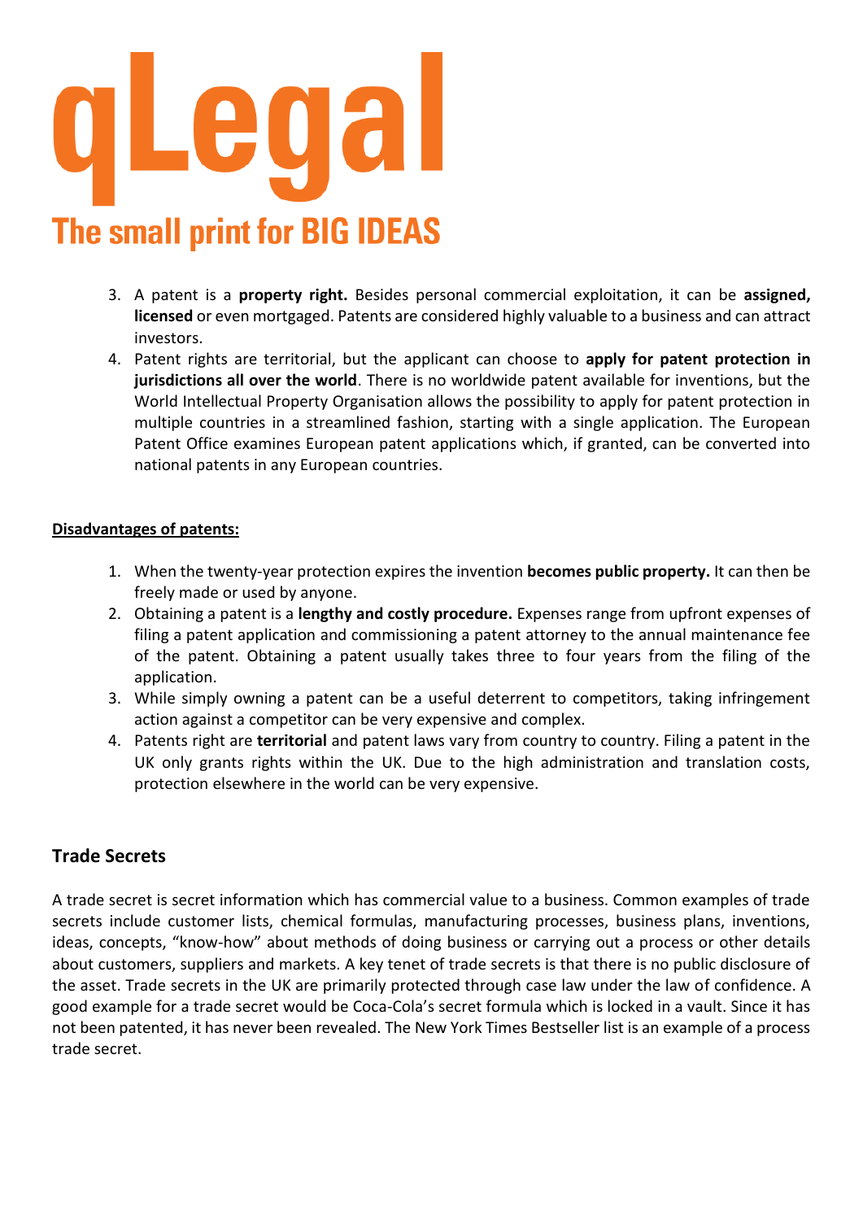3. A patent is a **property right.** Besides personal commercial exploitation, it can be **assigned, licensed** or even mortgaged. Patents are considered highly valuable to a business and can attract investors.
4. Patent rights are territorial, but the applicant can choose to **apply for patent protection in jurisdictions all over the world**. There is no worldwide patent available for inventions, but the World Intellectual Property Organisation allows the possibility to apply for patent protection in multiple countries in a streamlined fashion, starting with a single application. The European Patent Office examines European patent applications which, if granted, can be converted into national patents in any European countries.

**<u>Disadvantages of patents:</u>**

1. When the twenty-year protection expires the invention **becomes public property.** It can then be freely made or used by anyone.
2. Obtaining a patent is a **lengthy and costly procedure.** Expenses range from upfront expenses of filing a patent application and commissioning a patent attorney to the annual maintenance fee of the patent. Obtaining a patent usually takes three to four years from the filing of the application.
3. While simply owning a patent can be a useful deterrent to competitors, taking infringement action against a competitor can be very expensive and complex.
4. Patents right are **territorial** and patent laws vary from country to country. Filing a patent in the UK only grants rights within the UK. Due to the high administration and translation costs, protection elsewhere in the world can be very expensive.

## Trade Secrets

A trade secret is secret information which has commercial value to a business. Common examples of trade secrets include customer lists, chemical formulas, manufacturing processes, business plans, inventions, ideas, concepts, "know-how" about methods of doing business or carrying out a process or other details about customers, suppliers and markets. A key tenet of trade secrets is that there is no public disclosure of the asset. Trade secrets in the UK are primarily protected through case law under the law of confidence. A good example for a trade secret would be Coca-Cola's secret formula which is locked in a vault. Since it has not been patented, it has never been revealed. The New York Times Bestseller list is an example of a process trade secret.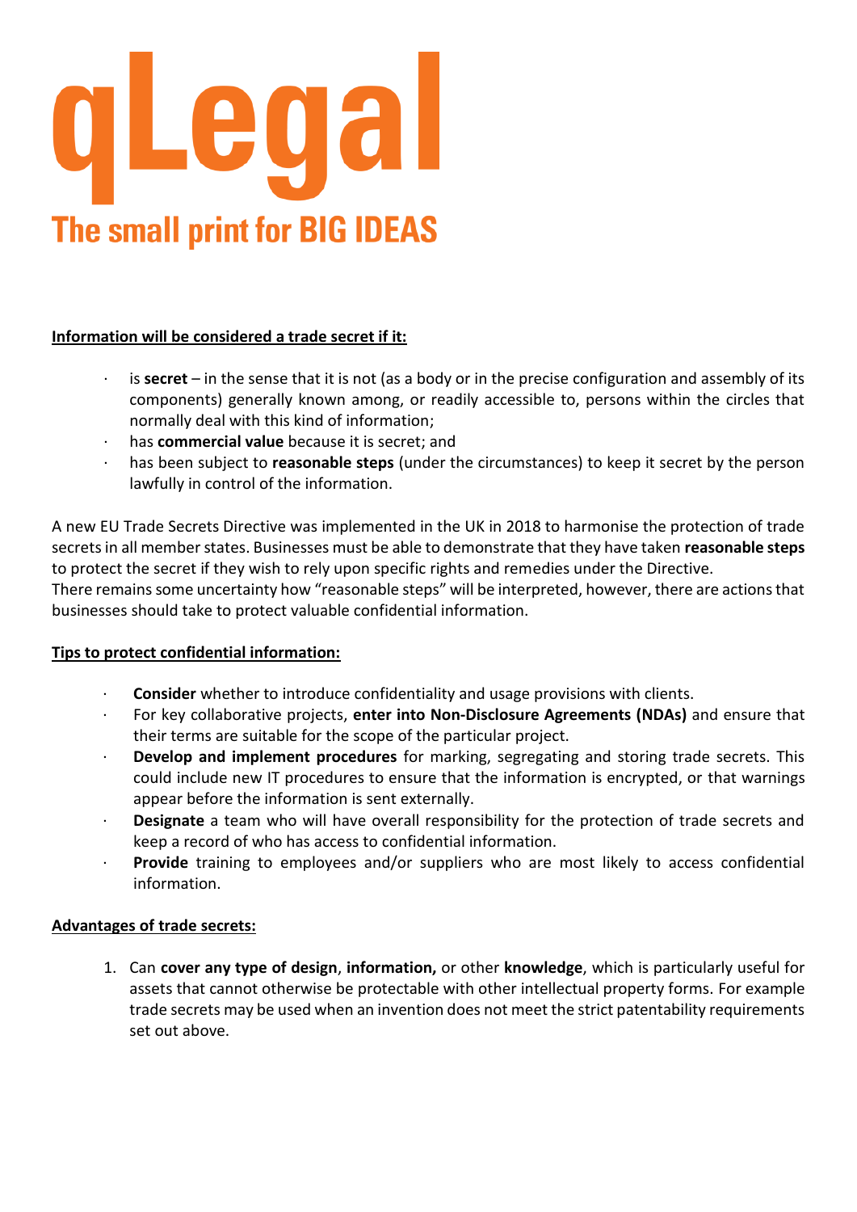# qLegal

**The small print for BIG IDEAS**

**Information will be considered a trade secret if it:**

- is **secret** – in the sense that it is not (as a body or in the precise configuration and assembly of its components) generally known among, or readily accessible to, persons within the circles that normally deal with this kind of information;
- has **commercial value** because it is secret; and
- has been subject to **reasonable steps** (under the circumstances) to keep it secret by the person lawfully in control of the information.

A new EU Trade Secrets Directive was implemented in the UK in 2018 to harmonise the protection of trade secrets in all member states. Businesses must be able to demonstrate that they have taken **reasonable steps** to protect the secret if they wish to rely upon specific rights and remedies under the Directive.
There remains some uncertainty how "reasonable steps" will be interpreted, however, there are actions that businesses should take to protect valuable confidential information.

**Tips to protect confidential information:**

- **Consider** whether to introduce confidentiality and usage provisions with clients.
- For key collaborative projects, **enter into Non-Disclosure Agreements (NDAs)** and ensure that their terms are suitable for the scope of the particular project.
- **Develop and implement procedures** for marking, segregating and storing trade secrets. This could include new IT procedures to ensure that the information is encrypted, or that warnings appear before the information is sent externally.
- **Designate** a team who will have overall responsibility for the protection of trade secrets and keep a record of who has access to confidential information.
- **Provide** training to employees and/or suppliers who are most likely to access confidential information.

**Advantages of trade secrets:**

1. Can **cover any type of design**, **information,** or other **knowledge**, which is particularly useful for assets that cannot otherwise be protectable with other intellectual property forms. For example trade secrets may be used when an invention does not meet the strict patentability requirements set out above.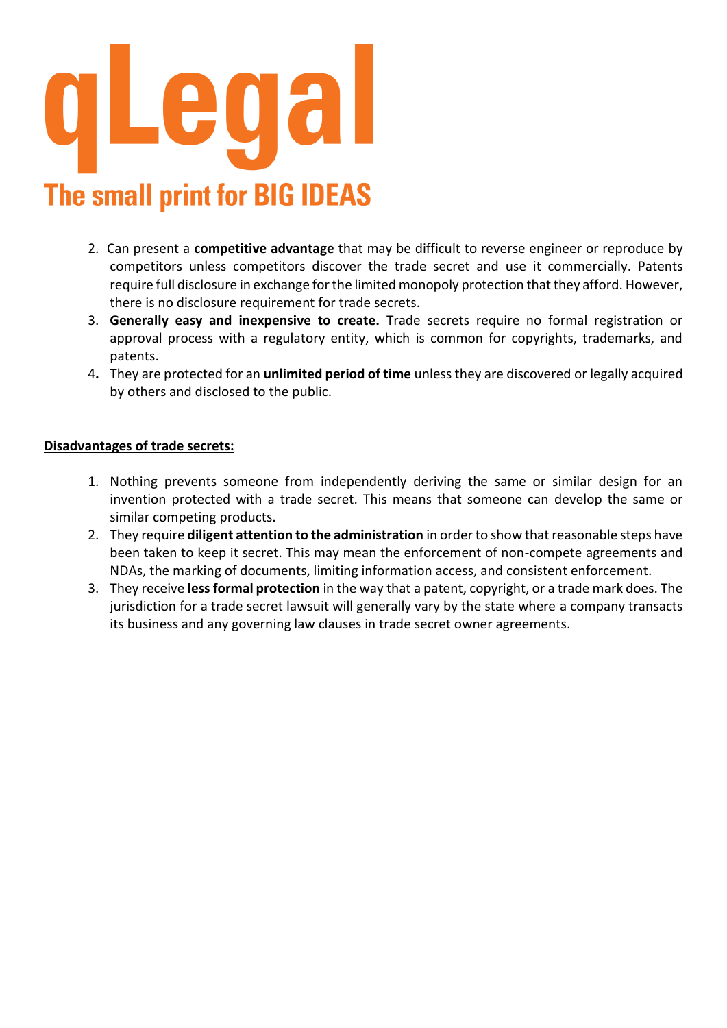2. Can present a **competitive advantage** that may be difficult to reverse engineer or reproduce by competitors unless competitors discover the trade secret and use it commercially. Patents require full disclosure in exchange for the limited monopoly protection that they afford. However, there is no disclosure requirement for trade secrets.
3. **Generally easy and inexpensive to create.** Trade secrets require no formal registration or approval process with a regulatory entity, which is common for copyrights, trademarks, and patents.
4. They are protected for an **unlimited period of time** unless they are discovered or legally acquired by others and disclosed to the public.

**Disadvantages of trade secrets:**

1. Nothing prevents someone from independently deriving the same or similar design for an invention protected with a trade secret. This means that someone can develop the same or similar competing products.
2. They require **diligent attention to the administration** in order to show that reasonable steps have been taken to keep it secret. This may mean the enforcement of non-compete agreements and NDAs, the marking of documents, limiting information access, and consistent enforcement.
3. They receive **less formal protection** in the way that a patent, copyright, or a trade mark does. The jurisdiction for a trade secret lawsuit will generally vary by the state where a company transacts its business and any governing law clauses in trade secret owner agreements.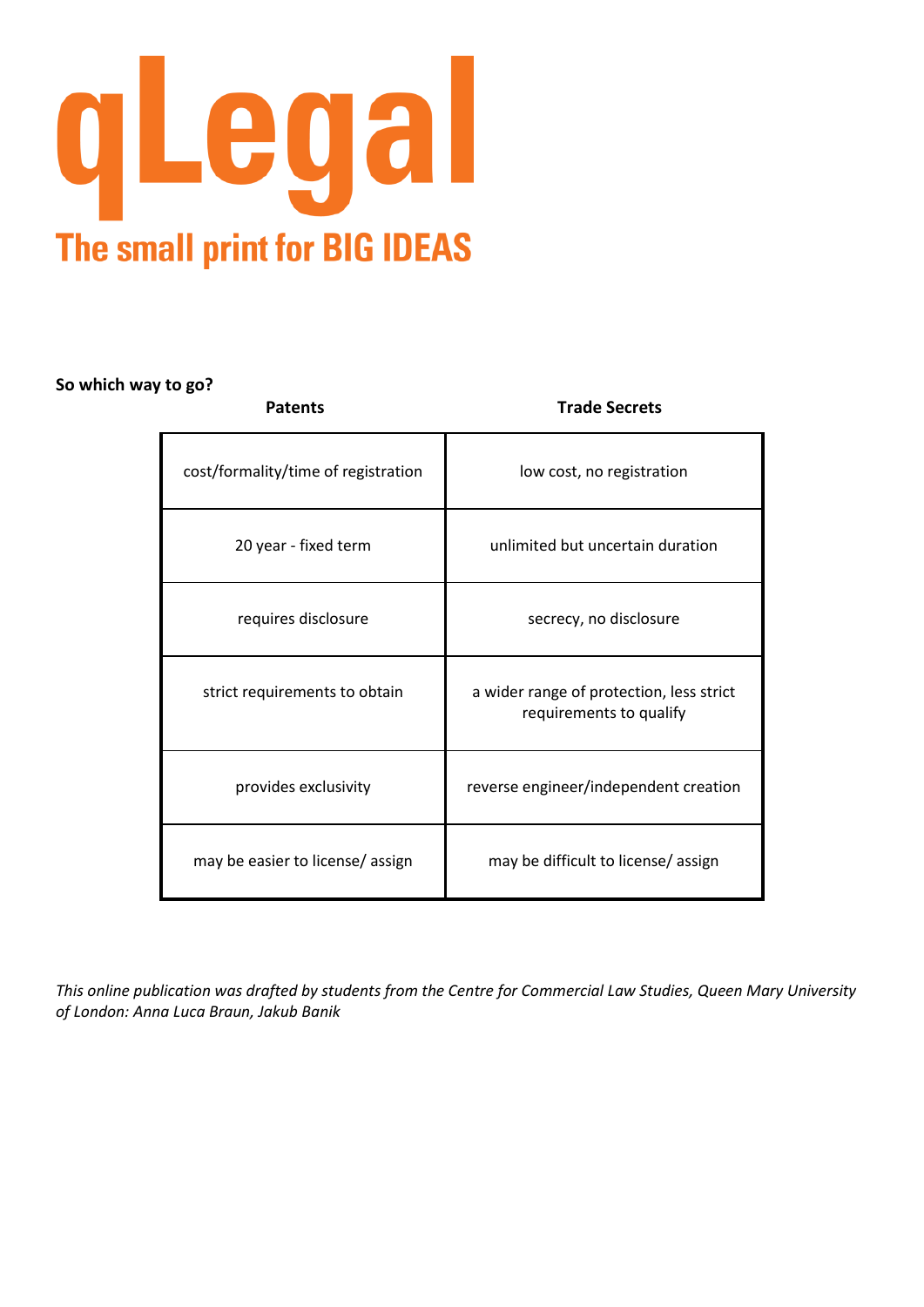qLegal

The small print for BIG IDEAS

**So which way to go?**

| Patents | Trade Secrets |
|---|---|
| cost/formality/time of registration | low cost, no registration |
| 20 year - fixed term | unlimited but uncertain duration |
| requires disclosure | secrecy, no disclosure |
| strict requirements to obtain | a wider range of protection, less strict requirements to qualify |
| provides exclusivity | reverse engineer/independent creation |
| may be easier to license/ assign | may be difficult to license/ assign |

*This online publication was drafted by students from the Centre for Commercial Law Studies, Queen Mary University of London: Anna Luca Braun, Jakub Banik*